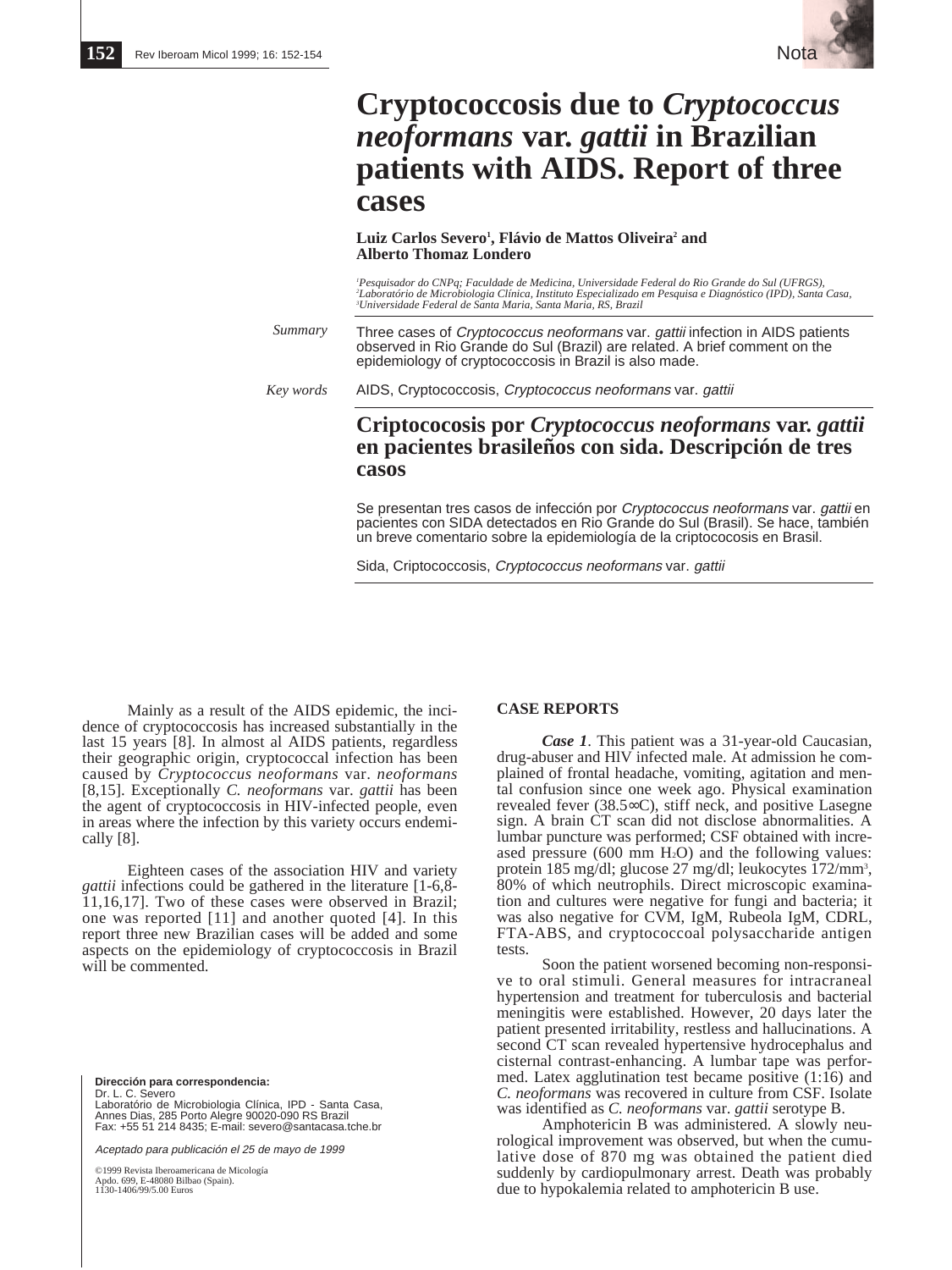# Cryptococcosis due to *Cryptococcus neoformans* var. *gattii* in Brazilian patients with AIDS. Report of three cases

**Luiz Carlos Severo[1], Flávio de Mattos Oliveira[2] and Alberto Thomaz Londero**

*[1]Pesquisador do CNPq; Faculdade de Medicina, Universidade Federal do Rio Grande do Sul (UFRGS),*
*[2]Laboratório de Microbiologia Clínica, Instituto Especializado em Pesquisa e Diagnóstico (IPD), Santa Casa,*
*[3]Universidade Federal de Santa Maria, Santa Maria, RS, Brazil*

*Summary* Three cases of *Cryptococcus neoformans* var. *gattii* infection in AIDS patients observed in Rio Grande do Sul (Brazil) are related. A brief comment on the epidemiology of cryptococcosis in Brazil is also made.

*Key words* AIDS, Cryptococcosis, *Cryptococcus neoformans* var. *gattii*

## Criptococosis por *Cryptococcus neoformans* var. *gattii* en pacientes brasileños con sida. Descripción de tres casos

Se presentan tres casos de infección por *Cryptococcus neoformans* var. *gattii* en pacientes con SIDA detectados en Rio Grande do Sul (Brasil). Se hace, también un breve comentario sobre la epidemiología de la criptococosis en Brasil.

Sida, Criptococcosis, *Cryptococcus neoformans* var. *gattii*

Mainly as a result of the AIDS epidemic, the incidence of cryptococcosis has increased substantially in the last 15 years [8]. In almost al AIDS patients, regardless their geographic origin, cryptococcal infection has been caused by *Cryptococcus neoformans* var. *neoformans* [8,15]. Exceptionally *C. neoformans* var. *gattii* has been the agent of cryptococcosis in HIV-infected people, even in areas where the infection by this variety occurs endemically [8].

Eighteen cases of the association HIV and variety *gattii* infections could be gathered in the literature [1-6,8-11,16,17]. Two of these cases were observed in Brazil; one was reported [11] and another quoted [4]. In this report three new Brazilian cases will be added and some aspects on the epidemiology of cryptococcosis in Brazil will be commented.

**Dirección para correspondencia:**
Dr. L. C. Severo
Laboratório de Microbiologia Clínica, IPD - Santa Casa, Annes Dias, 285 Porto Alegre 90020-090 RS Brazil
Fax: +55 51 214 8435; E-mail: severo@santacasa.tche.br

*Aceptado para publicación el 25 de mayo de 1999*

©1999 Revista Iberoamericana de Micología
Apdo. 699, E-48080 Bilbao (Spain).
1130-1406/99/5.00 Euros

## CASE REPORTS

***Case 1***. This patient was a 31-year-old Caucasian, drug-abuser and HIV infected male. At admission he complained of frontal headache, vomiting, agitation and mental confusion since one week ago. Physical examination revealed fever (38.5∞C), stiff neck, and positive Lasegne sign. A brain CT scan did not disclose abnormalities. A lumbar puncture was performed; CSF obtained with increased pressure (600 mm $H_2O$) and the following values: protein 185 mg/dl; glucose 27 mg/dl; leukocytes 172/mm$^3$, 80% of which neutrophils. Direct microscopic examination and cultures were negative for fungi and bacteria; it was also negative for CVM, IgM, Rubeola IgM, CDRL, FTA-ABS, and cryptococcoal polysaccharide antigen tests.

Soon the patient worsened becoming non-responsive to oral stimuli. General measures for intracraneal hypertension and treatment for tuberculosis and bacterial meningitis were established. However, 20 days later the patient presented irritability, restless and hallucinations. A second CT scan revealed hypertensive hydrocephalus and cisternal contrast-enhancing. A lumbar tape was performed. Latex agglutination test became positive (1:16) and *C. neoformans* was recovered in culture from CSF. Isolate was identified as *C. neoformans* var. *gattii* serotype B.

Amphotericin B was administered. A slowly neurological improvement was observed, but when the cumulative dose of 870 mg was obtained the patient died suddenly by cardiopulmonary arrest. Death was probably due to hypokalemia related to amphotericin B use.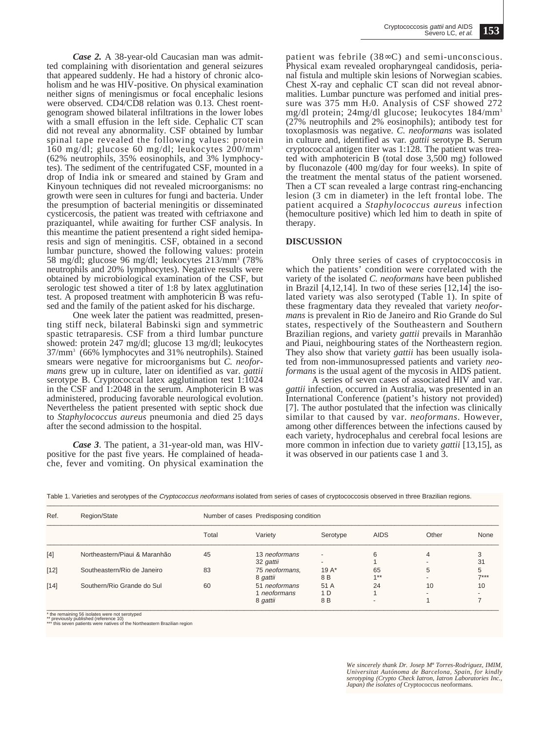***Case 2.*** A 38-year-old Caucasian man was admitted complaining with disorientation and general seizures that appeared suddenly. He had a history of chronic alcoholism and he was HIV-positive. On physical examination neither signs of meningismus or focal encephalic lesions were observed. CD4/CD8 relation was 0.13. Chest roentgenogram showed bilateral infiltrations in the lower lobes with a small effusion in the left side. Cephalic CT scan did not reveal any abnormality. CSF obtained by lumbar spinal tape revealed the following values: protein 160 mg/dl; glucose 60 mg/dl; leukocytes 200/mm$^3$ (62% neutrophils, 35% eosinophils, and 3% lymphocytes). The sediment of the centrifugated CSF, mounted in a drop of India ink or smeared and stained by Gram and Kinyoun techniques did not revealed microorganisms: no growth were seen in cultures for fungi and bacteria. Under the presumption of bacterial meningitis or disseminated cysticercosis, the patient was treated with ceftriaxone and praziquantel, while awaiting for further CSF analysis. In this meantime the patient presentend a right sided hemiparesis and sign of meningitis. CSF, obtained in a second lumbar puncture, showed the following values: protein 58 mg/dl; glucose 96 mg/dl; leukocytes 213/mm$^3$ (78% neutrophils and 20% lymphocytes). Negative results were obtained by microbiological examination of the CSF, but serologic test showed a titer of 1:8 by latex agglutination test. A proposed treatment with amphotericin B was refused and the family of the patient asked for his discharge.

One week later the patient was readmitted, presenting stiff neck, bilateral Babinski sign and symmetric spastic tetraparesis. CSF from a third lumbar puncture showed: protein 247 mg/dl; glucose 13 mg/dl; leukocytes 37/mm$^3$ (66% lymphocytes and 31% neutrophils). Stained smears were negative for microorganisms but *C. neoformans* grew up in culture, later on identified as var. *gattii* serotype B. Cryptococcal latex agglutination test 1:1024 in the CSF and 1:2048 in the serum. Amphotericin B was administered, producing favorable neurological evolution. Nevertheless the patient presented with septic shock due to *Staphylococcus aureus* pneumonia and died 25 days after the second admission to the hospital.

***Case 3***. The patient, a 31-year-old man, was HIV-positive for the past five years. He complained of headache, fever and vomiting. On physical examination the patient was febrile (38∞C) and semi-unconscious. Physical exam revealed oropharyngeal candidosis, perianal fistula and multiple skin lesions of Norwegian scabies. Chest X-ray and cephalic CT scan did not reveal abnormalities. Lumbar puncture was perfomed and initial pressure was 375 mm $H_2O$. Analysis of CSF showed 272 mg/dl protein; 24mg/dl glucose; leukocytes 184/mm$^3$ (27% neutrophils and 2% eosinophils); antibody test for toxoplasmosis was negative. *C. neoformans* was isolated in culture and, identified as var. *gattii* serotype B. Serum cryptococcal antigen titer was 1:128. The patient was treated with amphotericin B (total dose 3,500 mg) followed by fluconazole (400 mg/day for four weeks). In spite of the treatment the mental status of the patient worsened. Then a CT scan revealed a large contrast ring-enchancing lesion (3 cm in diameter) in the left frontal lobe. The patient acquired a *Staphylococcus aureus* infection (hemoculture positive) which led him to death in spite of therapy.

## DISCUSSION

Only three series of cases of cryptococcosis in which the patients' condition were correlated with the variety of the isolated *C. neoformans* have been published in Brazil [4,12,14]. In two of these series [12,14] the isolated variety was also serotyped (Table 1). In spite of these fragmentary data they revealed that variety *neoformans* is prevalent in Rio de Janeiro and Rio Grande do Sul states, respectively of the Southeastern and Southern Brazilian regions, and variety *gattii* prevails in Maranhão and Piaui, neighbouring states of the Northeastern region. They also show that variety *gattii* has been usually isolated from non-immunosupressed patients and variety *neoformans* is the usual agent of the mycosis in AIDS patient.

A series of seven cases of associated HIV and var. *gattii* infection, occurred in Australia, was presented in an International Conference (patient's history not provided) [7]. The author postulated that the infection was clinically similar to that caused by var. *neoformans*. However, among other differences between the infections caused by each variety, hydrocephalus and cerebral focal lesions are more common in infection due to variety *gattii* [13,15], as it was observed in our patients case 1 and 3.

Table 1. Varieties and serotypes of the *Cryptococcus neoformans* isolated from series of cases of cryptococcosis observed in three Brazilian regions.

| Ref. | Region/State | Number of cases | Predisposing condition | | | | |
|---|---|---|---|---|---|---|---|
| | | Total | Variety | Serotype | AIDS | Other | None |
| [4] | Northeastern/Piaui & Maranhão | 45 | 13 *neoformans* | - | 6 | 4 | 3 |
| | | | 32 *gattii* | - | 1 | - | 31 |
| [12] | Southeastern/Rio de Janeiro | 83 | 75 *neoformans*, | 19 A* | 65 | 5 | 5 |
| | | | 8 *gattii* | 8 B | 1** | - | 7*** |
| [14] | Southern/Rio Grande do Sul | 60 | 51 *neoformans* | 51 A | 24 | 10 | 10 |
| | | | 1 *neoformans* | 1 D | 1 | - | - |
| | | | 8 *gattii* | 8 B | - | 1 | 7 |

\* the remaining 56 isolates were not serotyped
\*\* previously published (reference 10)
\*\*\* this seven patients were natives of the Northeastern Brazilian region

*We sincerely thank Dr. Josep Mª Torres-Rodriguez, IMIM, Universitat Autónoma de Barcelona, Spain, for kindly serotyping (Crypto Check Iatron, Iatron Laboratories Inc., Japan) the isolates of* Cryptococcus neoformans.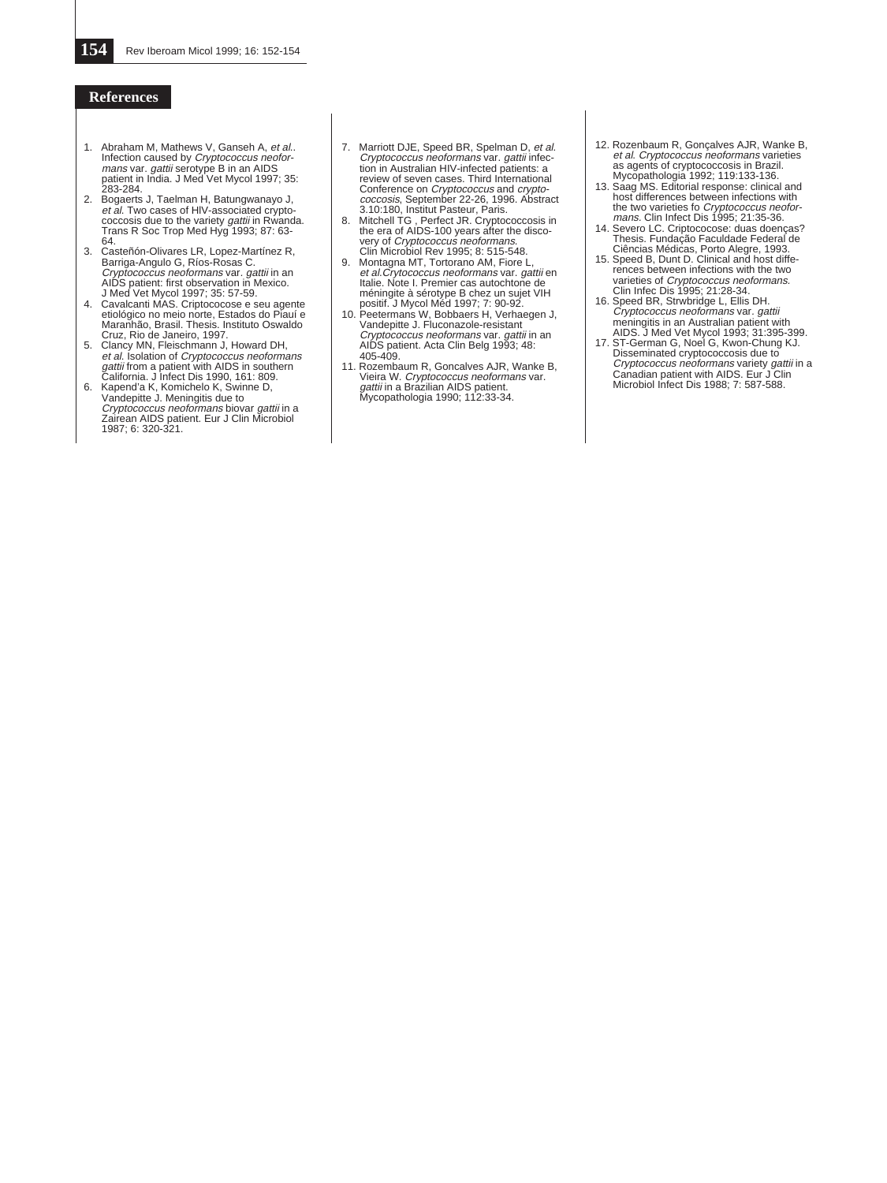## References

1. Abraham M, Mathews V, Ganseh A, *et al.*. Infection caused by *Cryptococcus neoformans* var. *gattii* serotype B in an AIDS patient in India. J Med Vet Mycol 1997; 35: 283-284.
2. Bogaerts J, Taelman H, Batungwanayo J, *et al.* Two cases of HIV-associated cryptococcosis due to the variety *gattii* in Rwanda. Trans R Soc Trop Med Hyg 1993; 87: 63-64.
3. Casteñón-Olivares LR, Lopez-Martínez R, Barriga-Angulo G, Ríos-Rosas C. *Cryptococcus neoformans* var. *gattii* in an AIDS patient: first observation in Mexico. J Med Vet Mycol 1997; 35: 57-59.
4. Cavalcanti MAS. Criptococose e seu agente etiológico no meio norte, Estados do Piauí e Maranhão, Brasil. Thesis. Instituto Oswaldo Cruz, Rio de Janeiro, 1997.
5. Clancy MN, Fleischmann J, Howard DH, *et al.* Isolation of *Cryptococcus neoformans gattii* from a patient with AIDS in southern California. J Infect Dis 1990, 161: 809.
6. Kapend'a K, Komichelo K, Swinne D, Vandepitte J. Meningitis due to *Cryptococcus neoformans* biovar *gattii* in a Zairean AIDS patient. Eur J Clin Microbiol 1987; 6: 320-321.
7. Marriott DJE, Speed BR, Spelman D, *et al.* *Cryptococcus neoformans* var. *gattii* infection in Australian HIV-infected patients: a review of seven cases. Third International Conference on *Cryptococcus* and *cryptococcosis*, September 22-26, 1996. Abstract 3.10:180, Institut Pasteur, Paris.
8. Mitchell TG , Perfect JR. Cryptococcosis in the era of AIDS-100 years after the discovery of *Cryptococcus neoformans*. Clin Microbiol Rev 1995; 8: 515-548.
9. Montagna MT, Tortorano AM, Fiore L, *et al.Crytococcus neoformans* var. *gattii* en Italie. Note I. Premier cas autochtone de méningite à sérotype B chez un sujet VIH positif. J Mycol Méd 1997; 7: 90-92.
10. Peetermans W, Bobbaers H, Verhaegen J, Vandepitte J. Fluconazole-resistant *Cryptococcus neoformans* var. *gattii* in an AIDS patient. Acta Clin Belg 1993; 48: 405-409.
11. Rozembaum R, Goncalves AJR, Wanke B, Vieira W. *Cryptococcus neoformans* var. *gattii* in a Brazilian AIDS patient. Mycopathologia 1990; 112:33-34.
12. Rozenbaum R, Gonçalves AJR, Wanke B, *et al.* *Cryptococcus neoformans* varieties as agents of cryptococcosis in Brazil. Mycopathologia 1992; 119:133-136.
13. Saag MS. Editorial response: clinical and host differences between infections with the two varieties fo *Cryptococcus neoformans.* Clin Infect Dis 1995; 21:35-36.
14. Severo LC. Criptococose: duas doenças? Thesis. Fundação Faculdade Federal de Ciências Médicas, Porto Alegre, 1993.
15. Speed B, Dunt D. Clinical and host differences between infections with the two varieties of *Cryptococcus neoformans*. Clin Infec Dis 1995; 21:28-34.
16. Speed BR, Strwbridge L, Ellis DH. *Cryptococcus neoformans* var. *gattii* meningitis in an Australian patient with AIDS. J Med Vet Mycol 1993; 31:395-399.
17. ST-German G, Noel G, Kwon-Chung KJ. Disseminated cryptococcosis due to *Cryptococcus neoformans* variety *gattii* in a Canadian patient with AIDS. Eur J Clin Microbiol Infect Dis 1988; 7: 587-588.